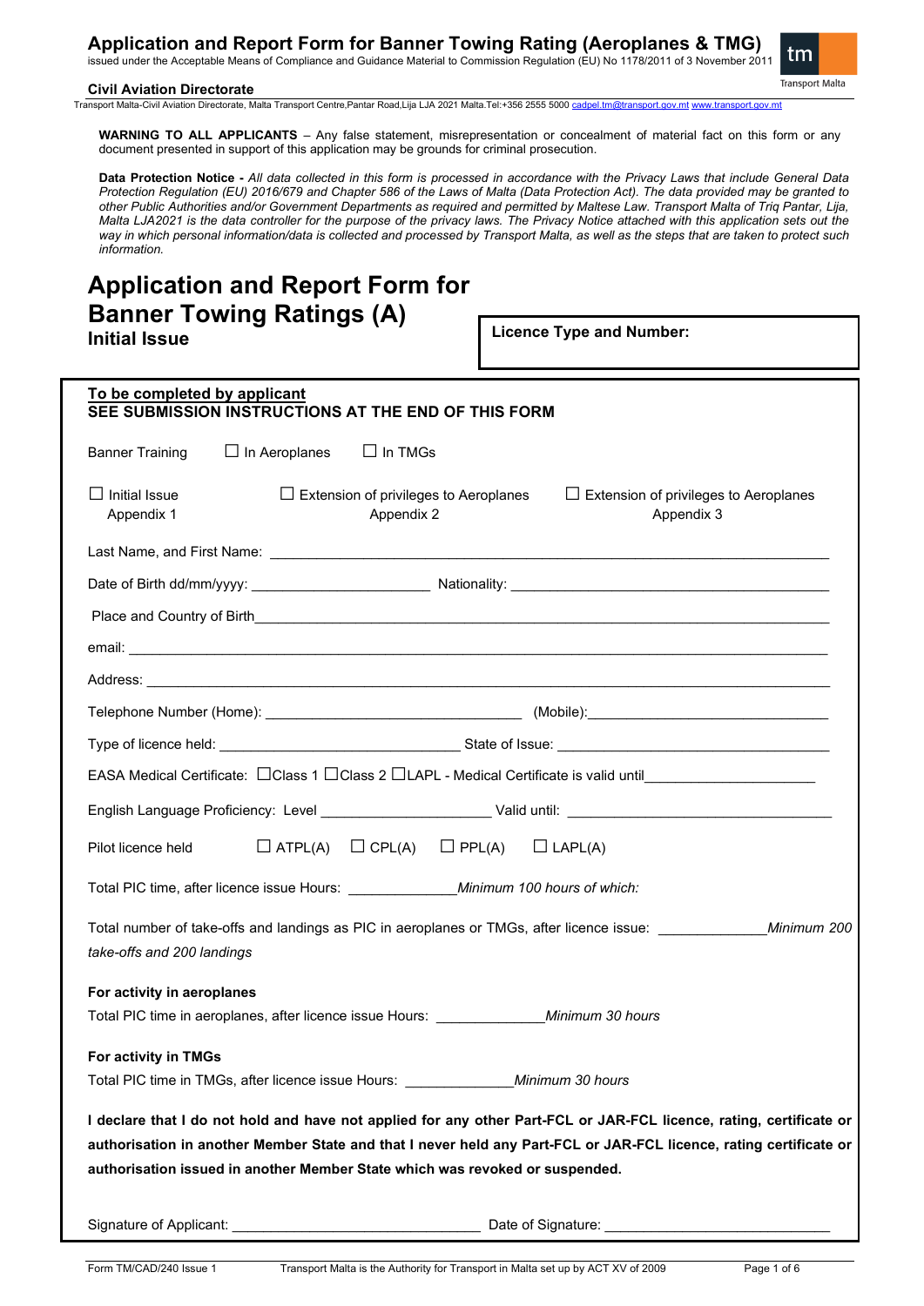# Application and Report Form for Banner Towing Rating (Aeroplanes & TMG)

issued under the Acceptable Means of Compliance and Guidance Material to Commission Regulation (EU) No 1178/2011 of 3 November 2011

**Civil Aviation Directorate**

Transport Malta-Civil Aviation Directorate, Malta Transport Centre,Pantar Road,Lija LJA 2021 Malta.Tel:+356 2555 5000 cadpel.tm@transport.gov.mt www.transport.gov.mt

**WARNING TO ALL APPLICANTS** – Any false statement, misrepresentation or concealment of material fact on this form or any document presented in support of this application may be grounds for criminal prosecution.

**Data Protection Notice -** *All data collected in this form is processed in accordance with the Privacy Laws that include General Data Protection Regulation (EU) 2016/679 and Chapter 586 of the Laws of Malta (Data Protection Act). The data provided may be granted to other Public Authorities and/or Government Departments as required and permitted by Maltese Law. Transport Malta of Triq Pantar, Lija, Malta LJA2021 is the data controller for the purpose of the privacy laws. The Privacy Notice attached with this application sets out the way in which personal information/data is collected and processed by Transport Malta, as well as the steps that are taken to protect such information.*

# Application and Report Form for Banner Towing Ratings (A)

### Initial Issue

**Licence Type and Number:**

**To be completed by applicant**
**SEE SUBMISSION INSTRUCTIONS AT THE END OF THIS FORM**

Banner Training ☐ In Aeroplanes ☐ In TMGs

☐ Initial Issue Appendix 1 ☐ Extension of privileges to Aeroplanes Appendix 2 ☐ Extension of privileges to Aeroplanes Appendix 3

Last Name, and First Name: ______________________________

Date of Birth dd/mm/yyyy: ______________ Nationality: ______________

Place and Country of Birth ______________________________

email: ______________________________

Address: ______________________________

Telephone Number (Home): ______________ (Mobile): ______________

Type of licence held: ______________ State of Issue: ______________

EASA Medical Certificate: ☐Class 1 ☐Class 2 ☐LAPL - Medical Certificate is valid until______________

English Language Proficiency: Level ______________ Valid until: ______________

Pilot licence held ☐ ATPL(A) ☐ CPL(A) ☐ PPL(A) ☐ LAPL(A)

Total PIC time, after licence issue Hours: ______________ *Minimum 100 hours of which:*

Total number of take-offs and landings as PIC in aeroplanes or TMGs, after licence issue: ______________ *Minimum 200 take-offs and 200 landings*

**For activity in aeroplanes**

Total PIC time in aeroplanes, after licence issue Hours: ______________ *Minimum 30 hours*

**For activity in TMGs**

Total PIC time in TMGs, after licence issue Hours: ______________ *Minimum 30 hours*

**I declare that I do not hold and have not applied for any other Part-FCL or JAR-FCL licence, rating, certificate or authorisation in another Member State and that I never held any Part-FCL or JAR-FCL licence, rating certificate or authorisation issued in another Member State which was revoked or suspended.**

Signature of Applicant: ______________________________ Date of Signature: ______________________________

Form TM/CAD/240 Issue 1 Transport Malta is the Authority for Transport in Malta set up by ACT XV of 2009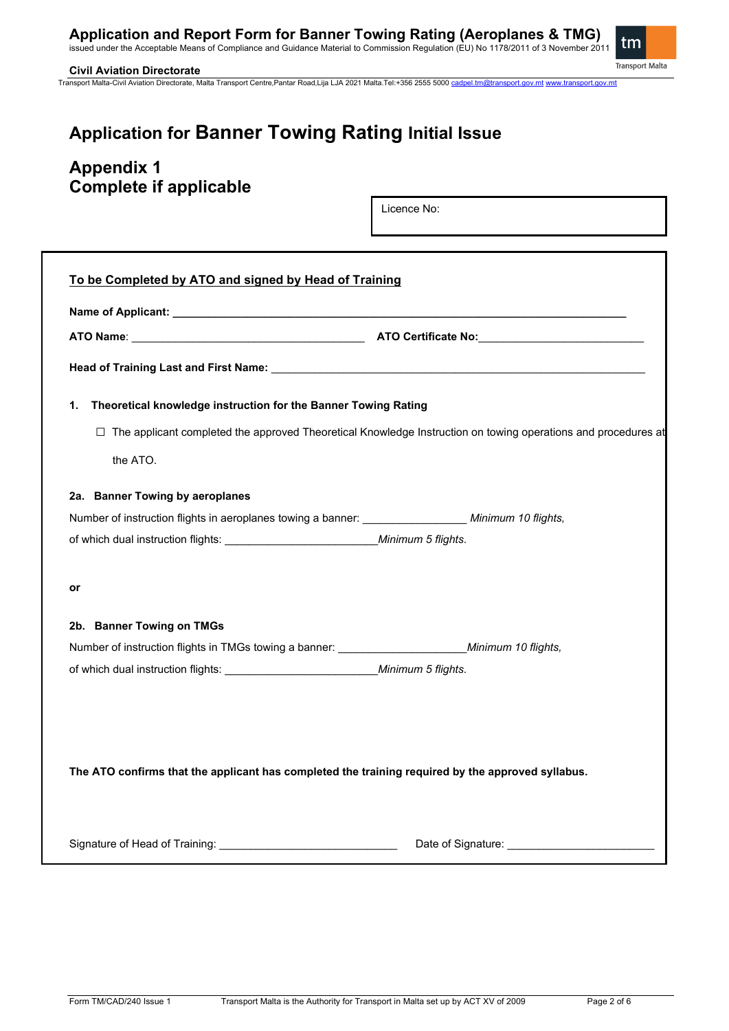# Application for **Banner Towing Rating** Initial Issue

## Appendix 1
## Complete if applicable

Licence No:

**To be Completed by ATO and signed by Head of Training**

**Name of Applicant:** ___________________________________________

**ATO Name**: ______________________________ **ATO Certificate No:**______________________

**Head of Training Last and First Name:** ___________________________________________

**1. Theoretical knowledge instruction for the Banner Towing Rating**

☐ The applicant completed the approved Theoretical Knowledge Instruction on towing operations and procedures at the ATO.

**2a. Banner Towing by aeroplanes**

Number of instruction flights in aeroplanes towing a banner: ______________ *Minimum 10 flights,*

of which dual instruction flights: ____________________*Minimum 5 flights.*

**or**

**2b. Banner Towing on TMGs**

Number of instruction flights in TMGs towing a banner: __________________*Minimum 10 flights,*

of which dual instruction flights: ____________________*Minimum 5 flights.*

**The ATO confirms that the applicant has completed the training required by the approved syllabus.**

Signature of Head of Training: _________________________ Date of Signature: ____________________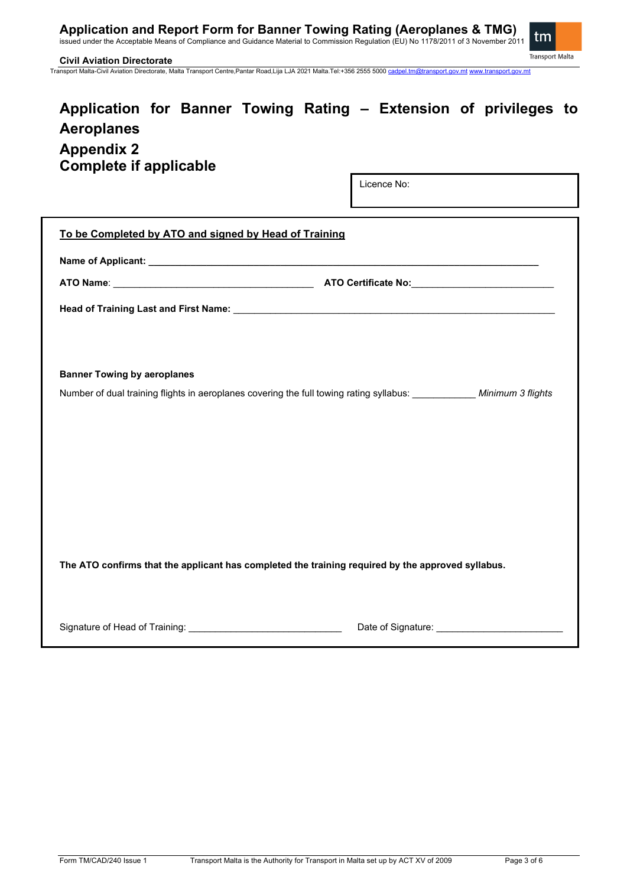# Application for Banner Towing Rating – Extension of privileges to Aeroplanes

## Appendix 2

## Complete if applicable

Licence No:

**To be Completed by ATO and signed by Head of Training**

**Name of Applicant:** ___________________________________________________________________________

**ATO Name**: _______________________________________ **ATO Certificate No:**___________________________

**Head of Training Last and First Name:** ______________________________________________________________

**Banner Towing by aeroplanes**

Number of dual training flights in aeroplanes covering the full towing rating syllabus: ____________ *Minimum 3 flights*

**The ATO confirms that the applicant has completed the training required by the approved syllabus.**

Signature of Head of Training: ____________________________ Date of Signature: ________________________

Form TM/CAD/240 Issue 1 Transport Malta is the Authority for Transport in Malta set up by ACT XV of 2009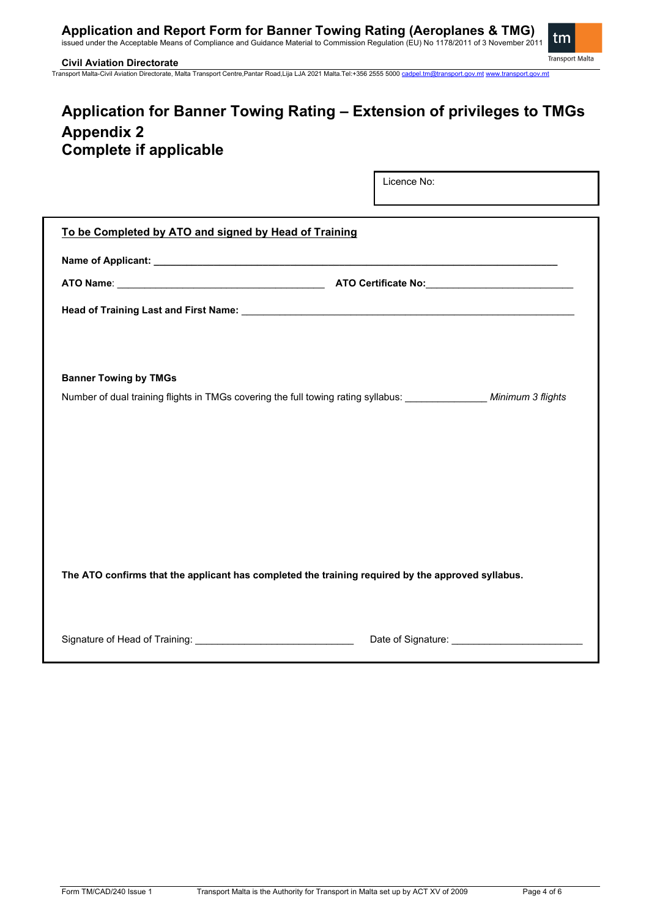# Application for Banner Towing Rating – Extension of privileges to TMGs

# Appendix 2

# Complete if applicable

Licence No:

**To be Completed by ATO and signed by Head of Training**

**Name of Applicant:** ___________________________________________________________________________

**ATO Name**: ______________________________________ **ATO Certificate No:**___________________________

**Head of Training Last and First Name:** ______________________________________________________________

**Banner Towing by TMGs**

Number of dual training flights in TMGs covering the full towing rating syllabus: _______________ *Minimum 3 flights*

**The ATO confirms that the applicant has completed the training required by the approved syllabus.**

Signature of Head of Training: _____________________________ Date of Signature: ________________________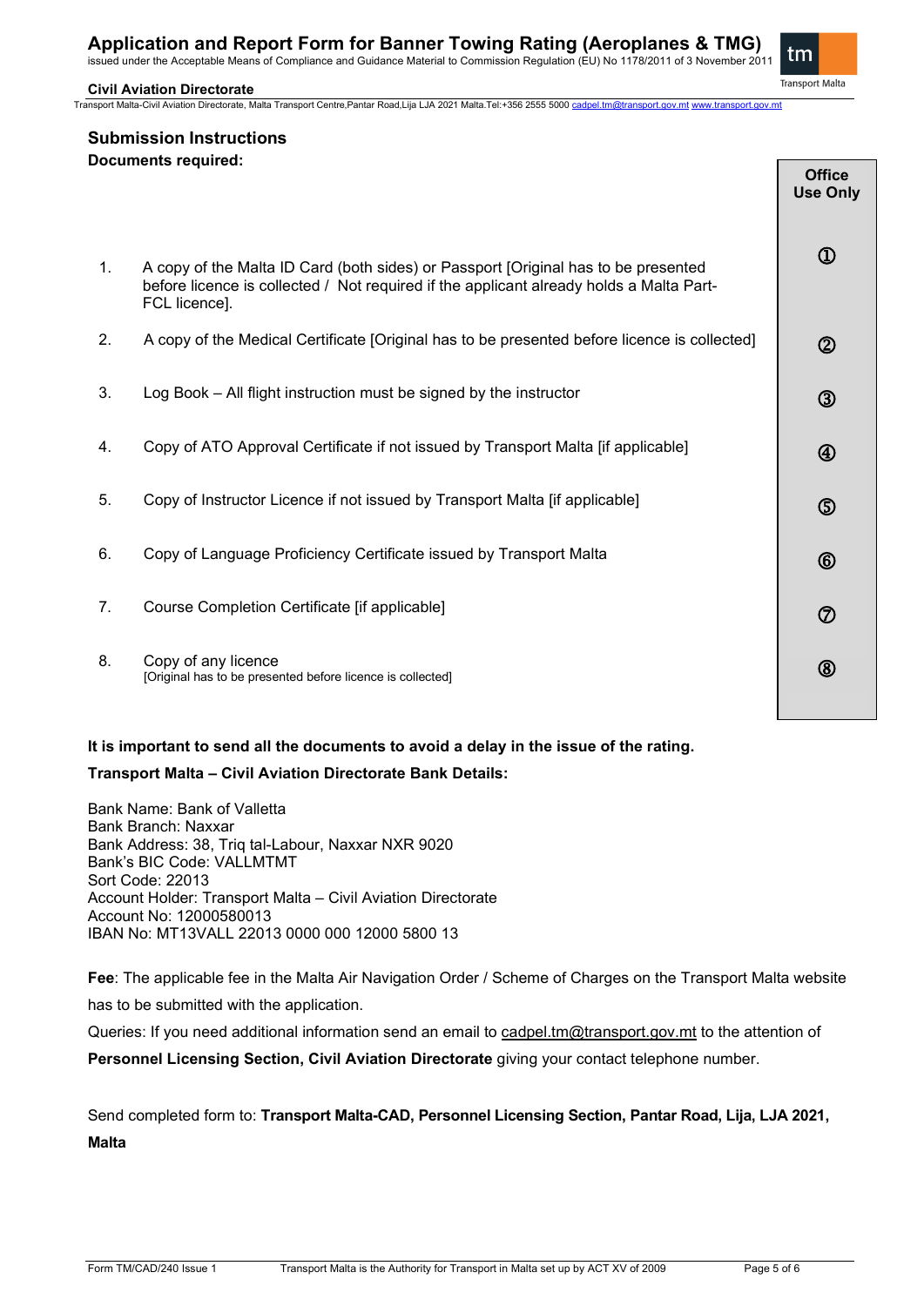## Submission Instructions

**Documents required:**

| | | Office Use Only |
|---|---|---|
| 1. | A copy of the Malta ID Card (both sides) or Passport [Original has to be presented before licence is collected / Not required if the applicant already holds a Malta Part-FCL licence]. | ① |
| 2. | A copy of the Medical Certificate [Original has to be presented before licence is collected] | ② |
| 3. | Log Book – All flight instruction must be signed by the instructor | ③ |
| 4. | Copy of ATO Approval Certificate if not issued by Transport Malta [if applicable] | ④ |
| 5. | Copy of Instructor Licence if not issued by Transport Malta [if applicable] | ⑤ |
| 6. | Copy of Language Proficiency Certificate issued by Transport Malta | ⑥ |
| 7. | Course Completion Certificate [if applicable] | ⑦ |
| 8. | Copy of any licence [Original has to be presented before licence is collected] | ⑧ |

**It is important to send all the documents to avoid a delay in the issue of the rating.**

**Transport Malta – Civil Aviation Directorate Bank Details:**

Bank Name: Bank of Valletta
Bank Branch: Naxxar
Bank Address: 38, Triq tal-Labour, Naxxar NXR 9020
Bank's BIC Code: VALLMTMT
Sort Code: 22013
Account Holder: Transport Malta – Civil Aviation Directorate
Account No: 12000580013
IBAN No: MT13VALL 22013 0000 000 12000 5800 13

**Fee**: The applicable fee in the Malta Air Navigation Order / Scheme of Charges on the Transport Malta website has to be submitted with the application.

Queries: If you need additional information send an email to cadpel.tm@transport.gov.mt to the attention of **Personnel Licensing Section, Civil Aviation Directorate** giving your contact telephone number.

Send completed form to: **Transport Malta-CAD, Personnel Licensing Section, Pantar Road, Lija, LJA 2021, Malta**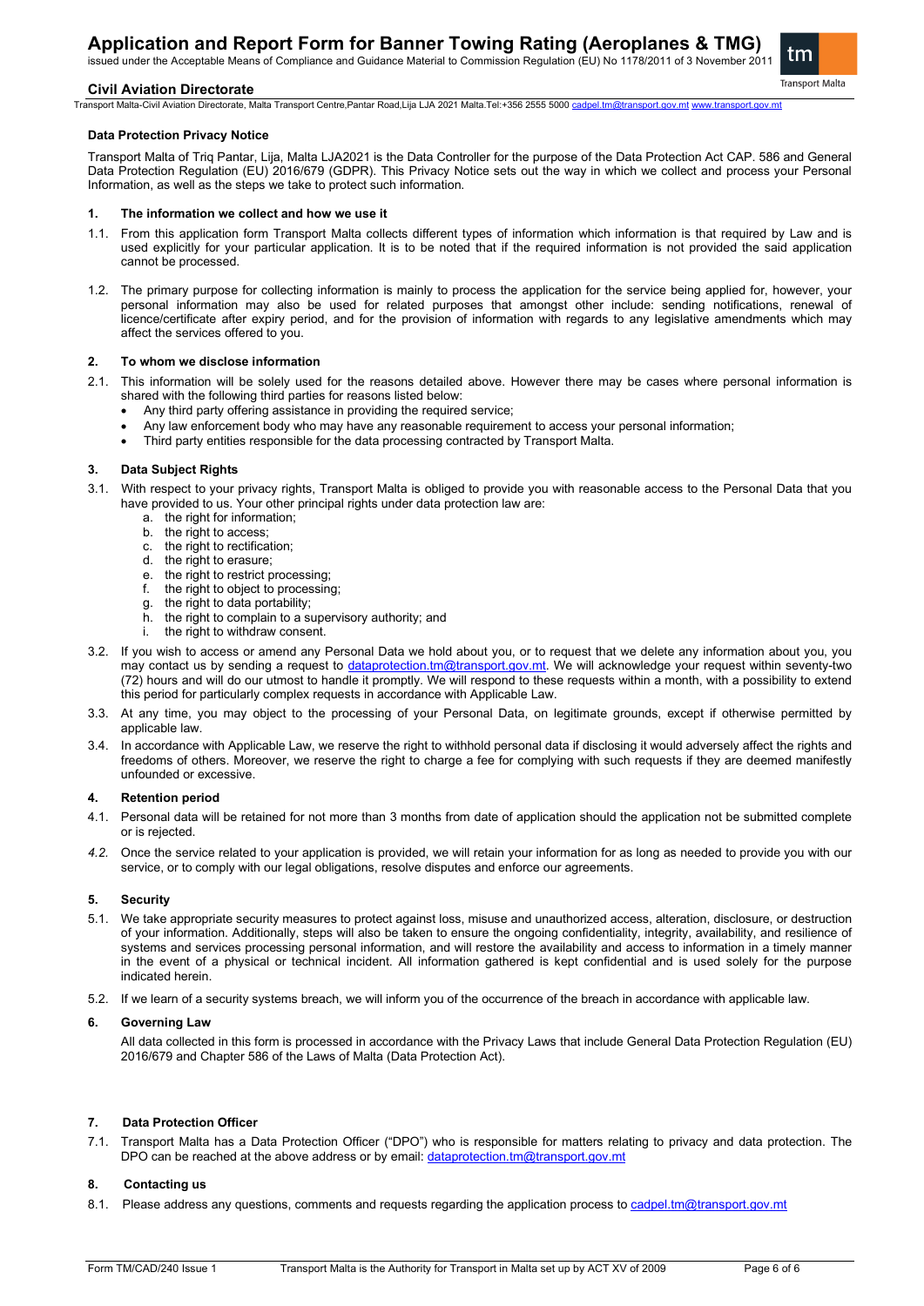## Data Protection Privacy Notice

Transport Malta of Triq Pantar, Lija, Malta LJA2021 is the Data Controller for the purpose of the Data Protection Act CAP. 586 and General Data Protection Regulation (EU) 2016/679 (GDPR). This Privacy Notice sets out the way in which we collect and process your Personal Information, as well as the steps we take to protect such information.

### 1. The information we collect and how we use it

1.1. From this application form Transport Malta collects different types of information which information is that required by Law and is used explicitly for your particular application. It is to be noted that if the required information is not provided the said application cannot be processed.

1.2. The primary purpose for collecting information is mainly to process the application for the service being applied for, however, your personal information may also be used for related purposes that amongst other include: sending notifications, renewal of licence/certificate after expiry period, and for the provision of information with regards to any legislative amendments which may affect the services offered to you.

### 2. To whom we disclose information

2.1. This information will be solely used for the reasons detailed above. However there may be cases where personal information is shared with the following third parties for reasons listed below:

- Any third party offering assistance in providing the required service;
- Any law enforcement body who may have any reasonable requirement to access your personal information;
- Third party entities responsible for the data processing contracted by Transport Malta.

### 3. Data Subject Rights

3.1. With respect to your privacy rights, Transport Malta is obliged to provide you with reasonable access to the Personal Data that you have provided to us. Your other principal rights under data protection law are:

a. the right for information;
b. the right to access;
c. the right to rectification;
d. the right to erasure;
e. the right to restrict processing;
f. the right to object to processing;
g. the right to data portability;
h. the right to complain to a supervisory authority; and
i. the right to withdraw consent.

3.2. If you wish to access or amend any Personal Data we hold about you, or to request that we delete any information about you, you may contact us by sending a request to dataprotection.tm@transport.gov.mt. We will acknowledge your request within seventy-two (72) hours and will do our utmost to handle it promptly. We will respond to these requests within a month, with a possibility to extend this period for particularly complex requests in accordance with Applicable Law.

3.3. At any time, you may object to the processing of your Personal Data, on legitimate grounds, except if otherwise permitted by applicable law.

3.4. In accordance with Applicable Law, we reserve the right to withhold personal data if disclosing it would adversely affect the rights and freedoms of others. Moreover, we reserve the right to charge a fee for complying with such requests if they are deemed manifestly unfounded or excessive.

### 4. Retention period

4.1. Personal data will be retained for not more than 3 months from date of application should the application not be submitted complete or is rejected.

*4.2.* Once the service related to your application is provided, we will retain your information for as long as needed to provide you with our service, or to comply with our legal obligations, resolve disputes and enforce our agreements.

### 5. Security

5.1. We take appropriate security measures to protect against loss, misuse and unauthorized access, alteration, disclosure, or destruction of your information. Additionally, steps will also be taken to ensure the ongoing confidentiality, integrity, availability, and resilience of systems and services processing personal information, and will restore the availability and access to information in a timely manner in the event of a physical or technical incident. All information gathered is kept confidential and is used solely for the purpose indicated herein.

5.2. If we learn of a security systems breach, we will inform you of the occurrence of the breach in accordance with applicable law.

### 6. Governing Law

All data collected in this form is processed in accordance with the Privacy Laws that include General Data Protection Regulation (EU) 2016/679 and Chapter 586 of the Laws of Malta (Data Protection Act).

### 7. Data Protection Officer

7.1. Transport Malta has a Data Protection Officer ("DPO") who is responsible for matters relating to privacy and data protection. The DPO can be reached at the above address or by email: dataprotection.tm@transport.gov.mt

### 8. Contacting us

8.1. Please address any questions, comments and requests regarding the application process to cadpel.tm@transport.gov.mt